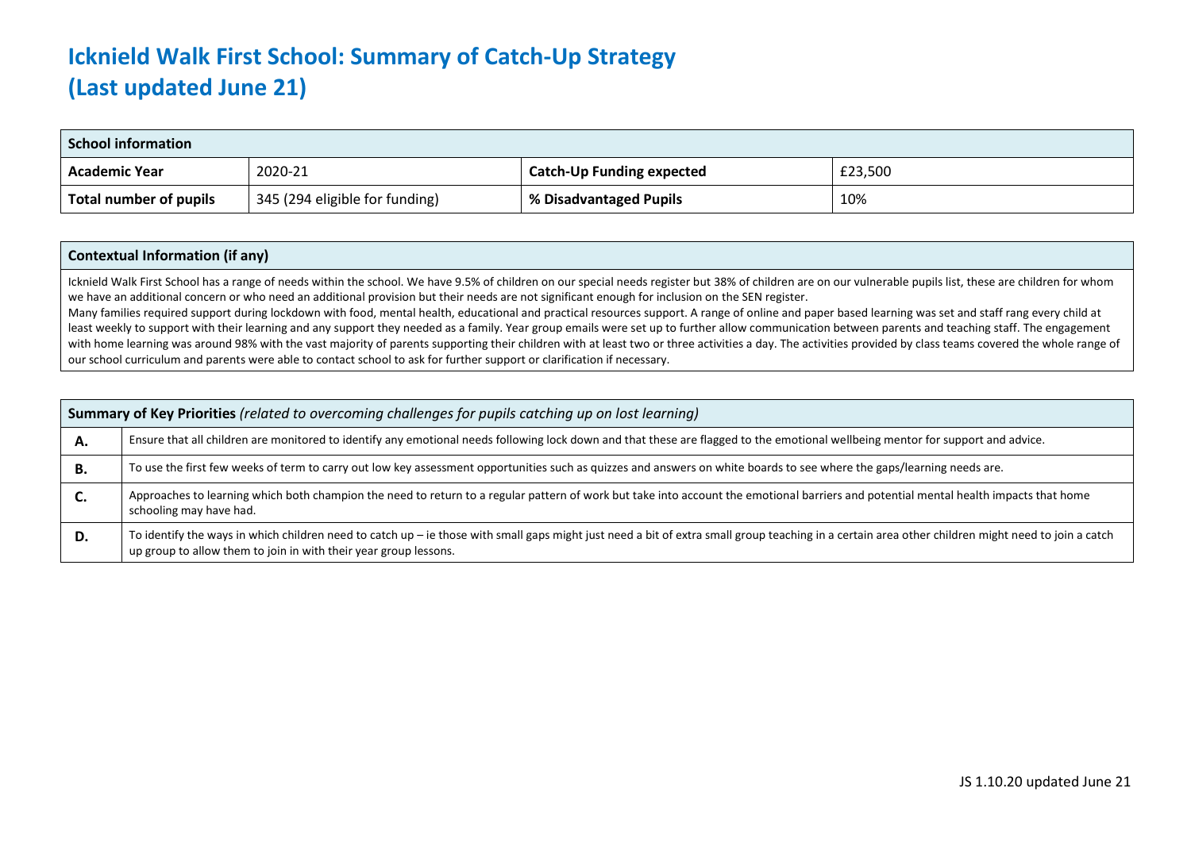# Icknield Walk First School: Summary of Catch-Up Strategy
# (Last updated June 21)

| School information | | | |
|---|---|---|---|
| **Academic Year** | 2020-21 | **Catch-Up Funding expected** | £23,500 |
| **Total number of pupils** | 345 (294 eligible for funding) | **% Disadvantaged Pupils** | 10% |

| Contextual Information (if any) |
|---|
| Icknield Walk First School has a range of needs within the school. We have 9.5% of children on our special needs register but 38% of children are on our vulnerable pupils list, these are children for whom we have an additional concern or who need an additional provision but their needs are not significant enough for inclusion on the SEN register. Many families required support during lockdown with food, mental health, educational and practical resources support. A range of online and paper based learning was set and staff rang every child at least weekly to support with their learning and any support they needed as a family. Year group emails were set up to further allow communication between parents and teaching staff. The engagement with home learning was around 98% with the vast majority of parents supporting their children with at least two or three activities a day. The activities provided by class teams covered the whole range of our school curriculum and parents were able to contact school to ask for further support or clarification if necessary. |

| **Summary of Key Priorities** *(related to overcoming challenges for pupils catching up on lost learning)* | |
|---|---|
| **A.** | Ensure that all children are monitored to identify any emotional needs following lock down and that these are flagged to the emotional wellbeing mentor for support and advice. |
| **B.** | To use the first few weeks of term to carry out low key assessment opportunities such as quizzes and answers on white boards to see where the gaps/learning needs are. |
| **C.** | Approaches to learning which both champion the need to return to a regular pattern of work but take into account the emotional barriers and potential mental health impacts that home schooling may have had. |
| **D.** | To identify the ways in which children need to catch up – ie those with small gaps might just need a bit of extra small group teaching in a certain area other children might need to join a catch up group to allow them to join in with their year group lessons. |

JS 1.10.20 updated June 21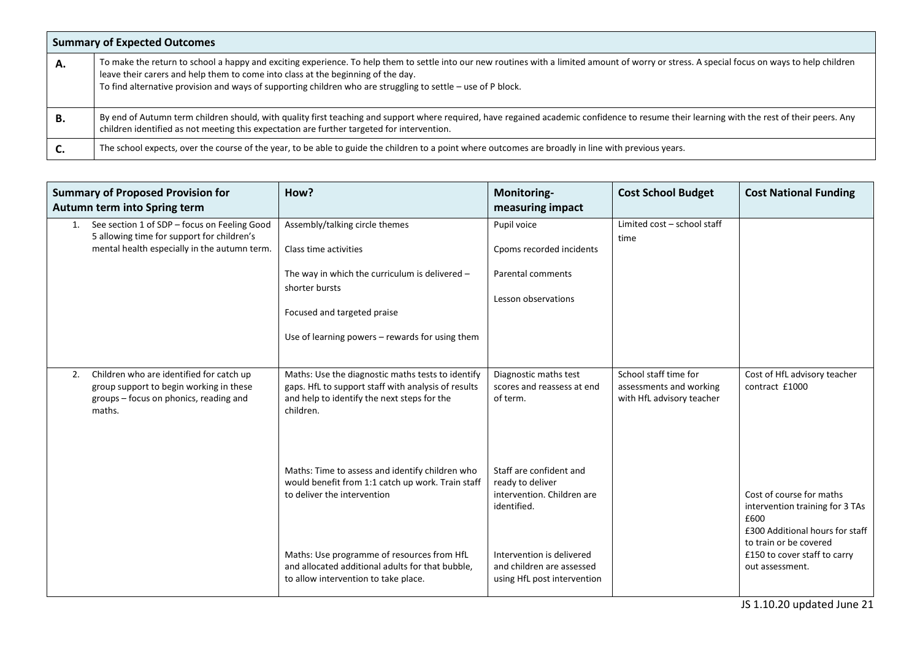| **Summary of Expected Outcomes** | |
|---|---|
| **A.** | To make the return to school a happy and exciting experience. To help them to settle into our new routines with a limited amount of worry or stress. A special focus on ways to help children leave their carers and help them to come into class at the beginning of the day.<br>To find alternative provision and ways of supporting children who are struggling to settle – use of P block. |
| **B.** | By end of Autumn term children should, with quality first teaching and support where required, have regained academic confidence to resume their learning with the rest of their peers. Any children identified as not meeting this expectation are further targeted for intervention. |
| **C.** | The school expects, over the course of the year, to be able to guide the children to a point where outcomes are broadly in line with previous years. |

| **Summary of Proposed Provision for Autumn term into Spring term** | **How?** | **Monitoring- measuring impact** | **Cost School Budget** | **Cost National Funding** |
|---|---|---|---|---|
| 1. See section 1 of SDP – focus on Feeling Good 5 allowing time for support for children's mental health especially in the autumn term. | Assembly/talking circle themes<br><br>Class time activities<br><br>The way in which the curriculum is delivered – shorter bursts<br><br>Focused and targeted praise<br><br>Use of learning powers – rewards for using them | Pupil voice<br><br>Cpoms recorded incidents<br><br>Parental comments<br><br>Lesson observations | Limited cost – school staff time | |
| 2. Children who are identified for catch up group support to begin working in these groups – focus on phonics, reading and maths. | Maths: Use the diagnostic maths tests to identify gaps. HfL to support staff with analysis of results and help to identify the next steps for the children. | Diagnostic maths test scores and reassess at end of term. | School staff time for assessments and working with HfL advisory teacher | Cost of HfL advisory teacher contract £1000 |
| | Maths: Time to assess and identify children who would benefit from 1:1 catch up work. Train staff to deliver the intervention | Staff are confident and ready to deliver intervention. Children are identified. | | Cost of course for maths intervention training for 3 TAs £600<br>£300 Additional hours for staff to train or be covered |
| | Maths: Use programme of resources from HfL and allocated additional adults for that bubble, to allow intervention to take place. | Intervention is delivered and children are assessed using HfL post intervention | | £150 to cover staff to carry out assessment. |

JS 1.10.20 updated June 21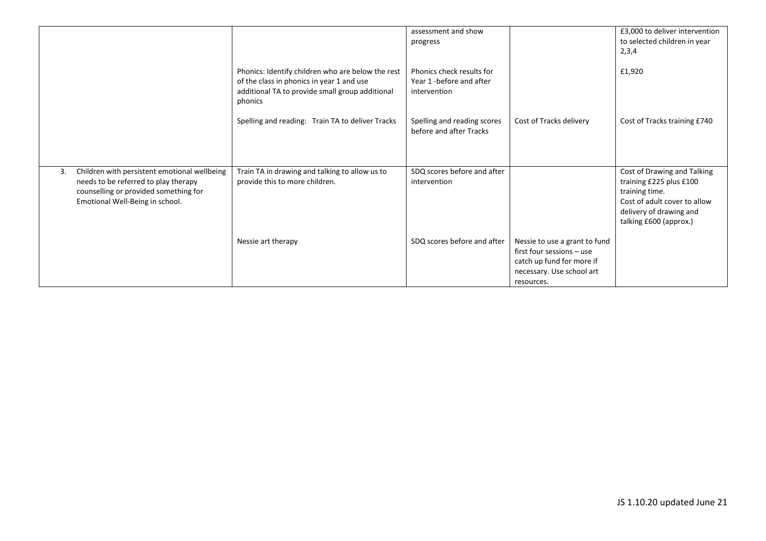| | | | | |
|---|---|---|---|---|
| | | assessment and show progress | | £3,000 to deliver intervention to selected children in year 2,3,4 |
| | Phonics: Identify children who are below the rest of the class in phonics in year 1 and use additional TA to provide small group additional phonics | Phonics check results for Year 1 -before and after intervention | | £1,920 |
| | Spelling and reading: Train TA to deliver Tracks | Spelling and reading scores before and after Tracks | Cost of Tracks delivery | Cost of Tracks training £740 |
| 3. Children with persistent emotional wellbeing needs to be referred to play therapy counselling or provided something for Emotional Well-Being in school. | Train TA in drawing and talking to allow us to provide this to more children. | SDQ scores before and after intervention | | Cost of Drawing and Talking training £225 plus £100 training time. Cost of adult cover to allow delivery of drawing and talking £600 (approx.) |
| | Nessie art therapy | SDQ scores before and after | Nessie to use a grant to fund first four sessions – use catch up fund for more if necessary. Use school art resources. | |

JS 1.10.20 updated June 21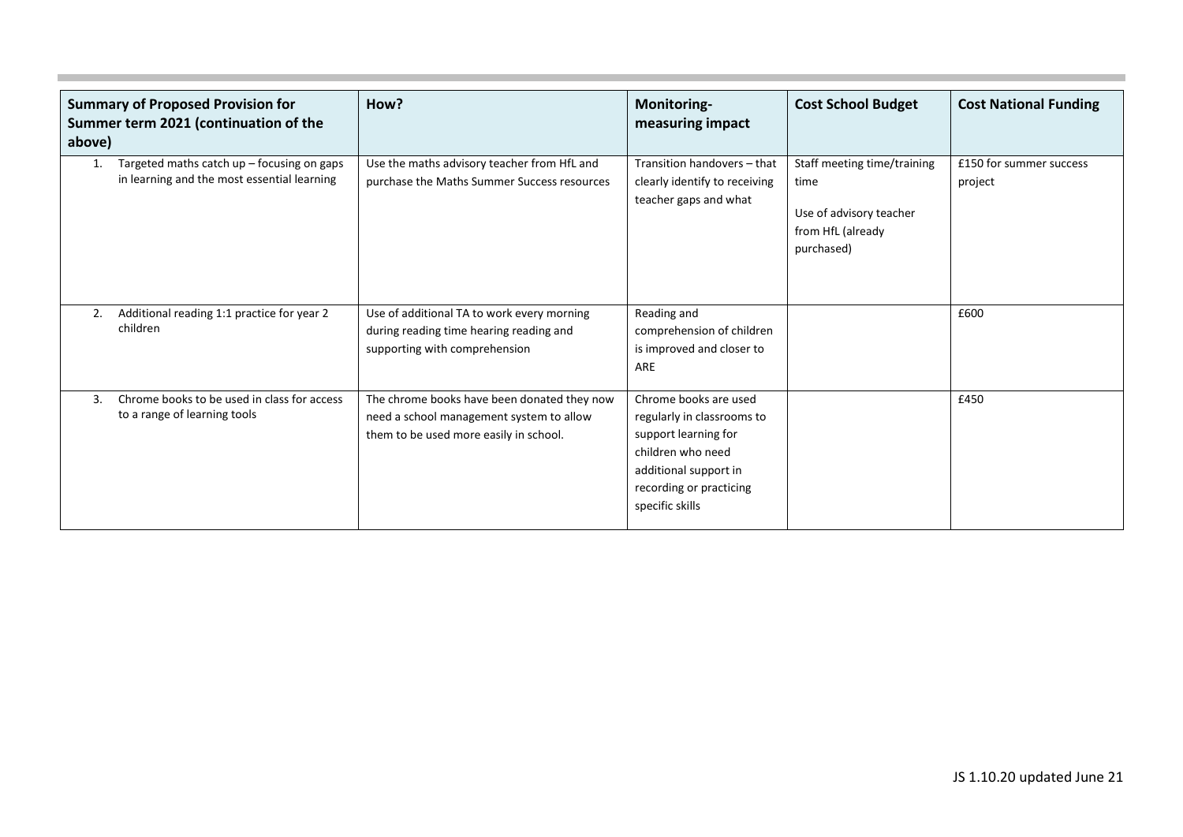| Summary of Proposed Provision for Summer term 2021 (continuation of the above) | How? | Monitoring- measuring impact | Cost School Budget | Cost National Funding |
|---|---|---|---|---|
| 1. Targeted maths catch up – focusing on gaps in learning and the most essential learning | Use the maths advisory teacher from HfL and purchase the Maths Summer Success resources | Transition handovers – that clearly identify to receiving teacher gaps and what | Staff meeting time/training time<br><br>Use of advisory teacher from HfL (already purchased) | £150 for summer success project |
| 2. Additional reading 1:1 practice for year 2 children | Use of additional TA to work every morning during reading time hearing reading and supporting with comprehension | Reading and comprehension of children is improved and closer to ARE | | £600 |
| 3. Chrome books to be used in class for access to a range of learning tools | The chrome books have been donated they now need a school management system to allow them to be used more easily in school. | Chrome books are used regularly in classrooms to support learning for children who need additional support in recording or practicing specific skills | | £450 |

JS 1.10.20 updated June 21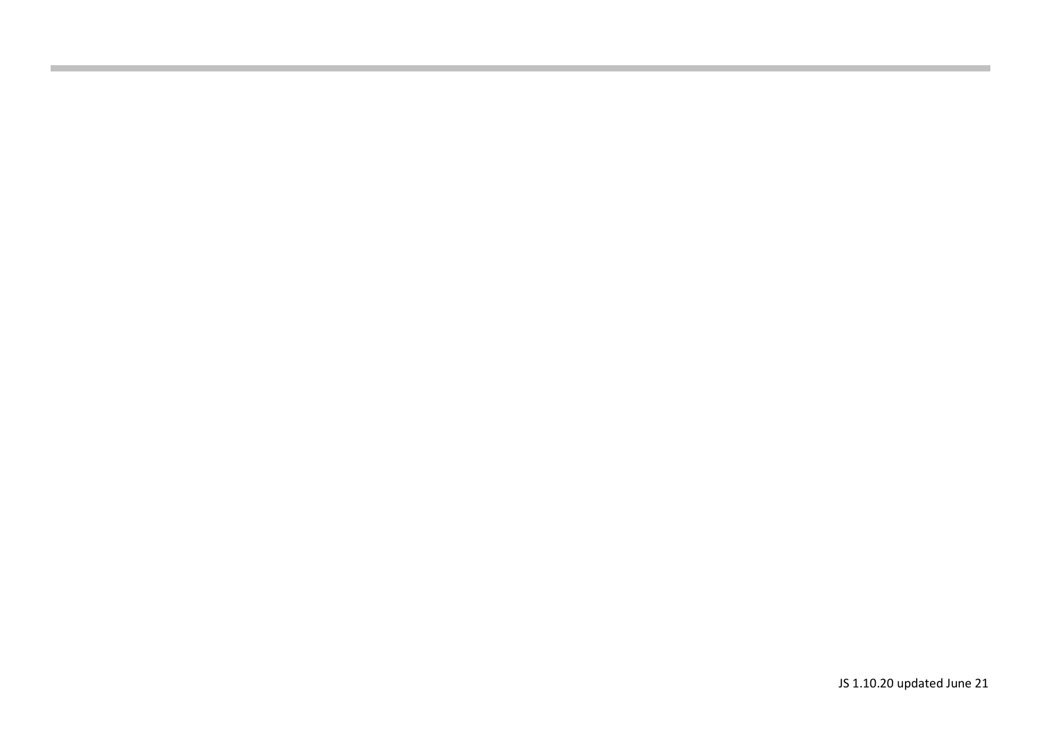JS 1.10.20 updated June 21